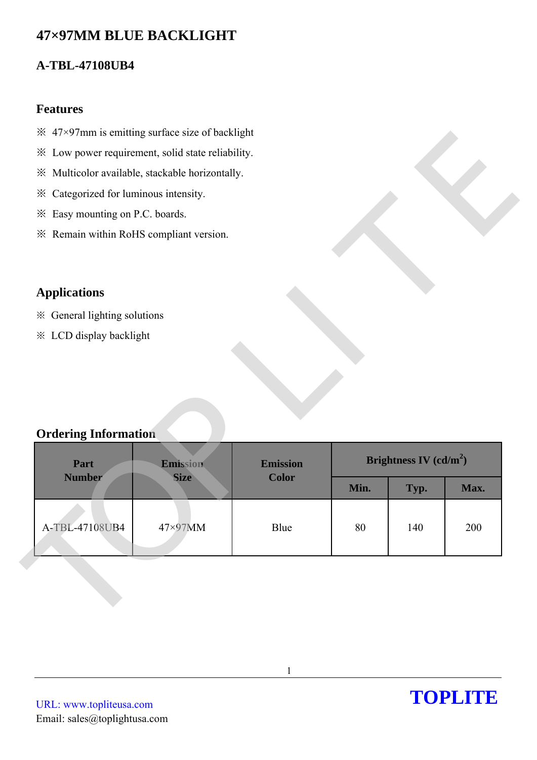# 47×97MM BLUE BACKLIGHT

## A-TBL-47108UB4

### Features

- ※ 47×97mm is emitting surface size of backlight
- ※ Low power requirement, solid state reliability.
- ※ Multicolor available, stackable horizontally.
- ※ Categorized for luminous intensity.
- ※ Easy mounting on P.C. boards.
- ※ Remain within RoHS compliant version.

### Applications

- ※ General lighting solutions
- ※ LCD display backlight

### Ordering Information

| Part Number | Emission Size | Emission Color | Brightness IV (cd/m$^2$) | | |
|---|---|---|---|---|---|
| | | | Min. | Typ. | Max. |
| A-TBL-47108UB4 | 47×97MM | Blue | 80 | 140 | 200 |

URL: www.topliteusa.com
Email: sales@toplightusa.com

TOPLITE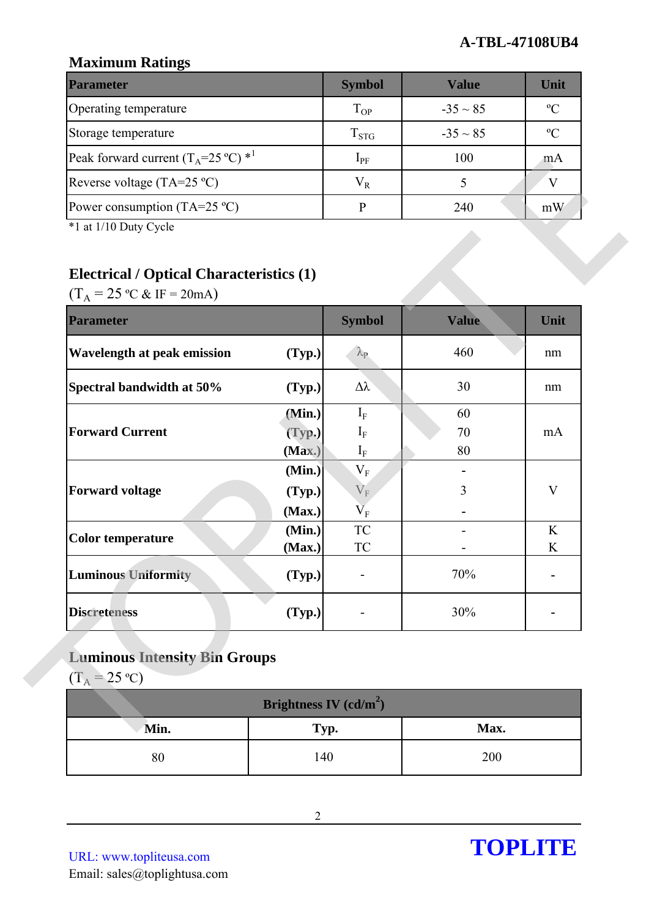## Maximum Ratings

| Parameter | Symbol | Value | Unit |
|---|---|---|---|
| Operating temperature | $T_{OP}$ | -35 ~ 85 | ºC |
| Storage temperature | $T_{STG}$ | -35 ~ 85 | ºC |
| Peak forward current ($T_A$=25 ºC) *1 | $I_{PF}$ | 100 | mA |
| Reverse voltage (TA=25 ºC) | $V_R$ | 5 | V |
| Power consumption (TA=25 ºC) | P | 240 | mW |

*1 at 1/10 Duty Cycle

## Electrical / Optical Characteristics (1)

($T_A$ = 25 ºC & IF = 20mA)

| Parameter | | Symbol | Value | Unit |
|---|---|---|---|---|
| **Wavelength at peak emission** | **(Typ.)** | $\lambda_P$ | 460 | nm |
| **Spectral bandwidth at 50%** | **(Typ.)** | $\Delta\lambda$ | 30 | nm |
| **Forward Current** | **(Min.)** | $I_F$ | 60 | mA |
| | **(Typ.)** | $I_F$ | 70 | |
| | **(Max.)** | $I_F$ | 80 | |
| **Forward voltage** | **(Min.)** | $V_F$ | - | V |
| | **(Typ.)** | $V_F$ | 3 | |
| | **(Max.)** | $V_F$ | - | |
| **Color temperature** | **(Min.)** | TC | - | K |
| | **(Max.)** | TC | - | K |
| **Luminous Uniformity** | **(Typ.)** | - | 70% | - |
| **Discreteness** | **(Typ.)** | - | 30% | - |

## Luminous Intensity Bin Groups

($T_A$ = 25 ºC)

| Brightness IV (cd/m²) | | |
|---|---|---|
| **Min.** | **Typ.** | **Max.** |
| 80 | 140 | 200 |

URL: www.topliteusa.com
Email: sales@toplightusa.com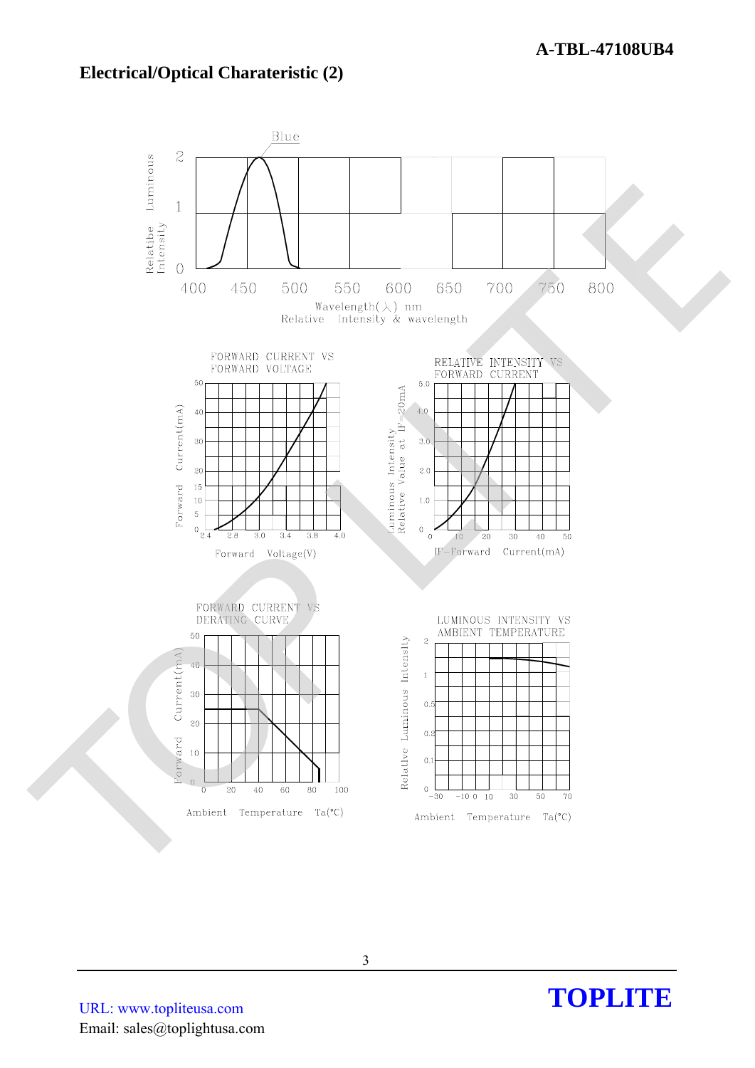## Electrical/Optical Charateristic (2)

Blue

Relatibe Luminous Intensity

Wavelength(λ) nm

Relative Intensity & wavelength

FORWARD CURRENT VS FORWARD VOLTAGE

Forward Current(mA)

Forward Voltage(V)

RELATIVE INTENSITY VS FORWARD CURRENT

Luminous Intensity Relative Value at IF=20mA

IF-Forward Current(mA)

FORWARD CURRENT VS DERATING CURVE

Forward Current(mA)

Ambient Temperature Ta(°C)

LUMINOUS INTENSITY VS AMBIENT TEMPERATURE

Relative Luminous Intensity

Ambient Temperature Ta(°C)

URL: www.topliteusa.com

Email: sales@toplightusa.com

**TOPLITE**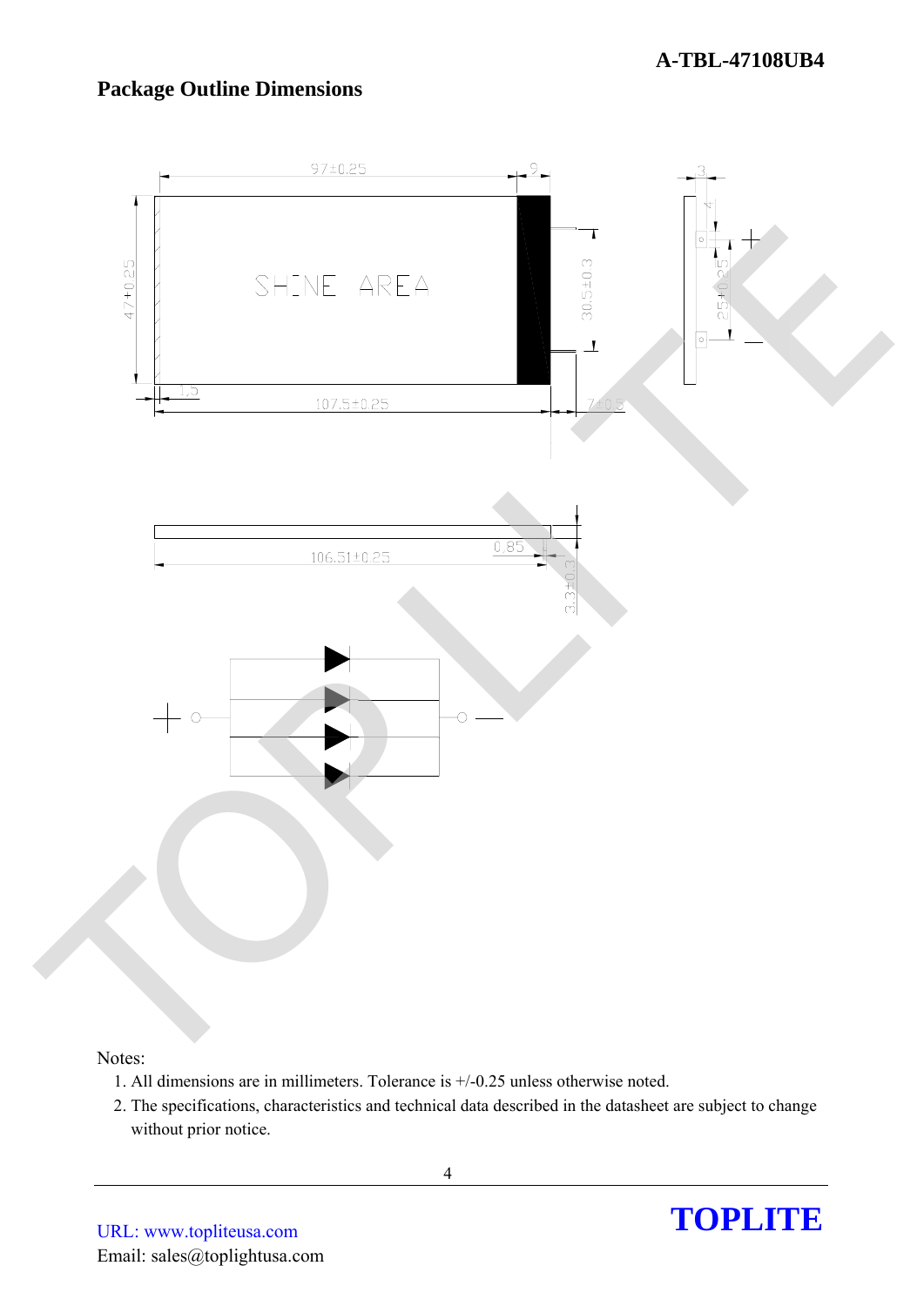## Package Outline Dimensions

SHINE AREA

97±0.25

9

47±0.25

30.5±0.3

1.5

107.5±0.25

7±0.5

3

4

25±0.25

106.51±0.25

0.85

3.3±0.3

Notes:

1. All dimensions are in millimeters. Tolerance is +/-0.25 unless otherwise noted.
2. The specifications, characteristics and technical data described in the datasheet are subject to change without prior notice.

URL: www.topliteusa.com

Email: sales@toplightusa.com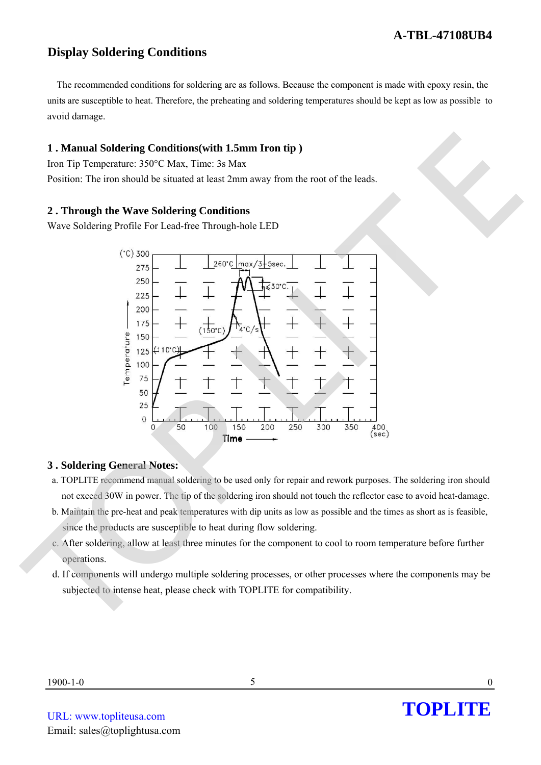A-TBL-47108UB4

## Display Soldering Conditions

The recommended conditions for soldering are as follows. Because the component is made with epoxy resin, the units are susceptible to heat. Therefore, the preheating and soldering temperatures should be kept as low as possible to avoid damage.

### 1 . Manual Soldering Conditions(with 1.5mm Iron tip )

Iron Tip Temperature: 350°C Max, Time: 3s Max

Position: The iron should be situated at least 2mm away from the root of the leads.

### 2 . Through the Wave Soldering Conditions

Wave Soldering Profile For Lead-free Through-hole LED

(°C) 300
275
250
225
200
175
150
125
100
75
50
25
0

Temperature

260°C max/3~5sec.
<30°C.
(150°C)
4°C/s
(110°C)

0 50 100 150 200 250 300 350 400 (sec)

Time

### 3 . Soldering General Notes:

a. TOPLITE recommend manual soldering to be used only for repair and rework purposes. The soldering iron should not exceed 30W in power. The tip of the soldering iron should not touch the reflector case to avoid heat-damage.

b. Maintain the pre-heat and peak temperatures with dip units as low as possible and the times as short as is feasible, since the products are susceptible to heat during flow soldering.

c. After soldering, allow at least three minutes for the component to cool to room temperature before further operations.

d. If components will undergo multiple soldering processes, or other processes where the components may be subjected to intense heat, please check with TOPLITE for compatibility.

1900-1-0 0

URL: www.topliteusa.com
Email: sales@toplightusa.com

TOPLITE